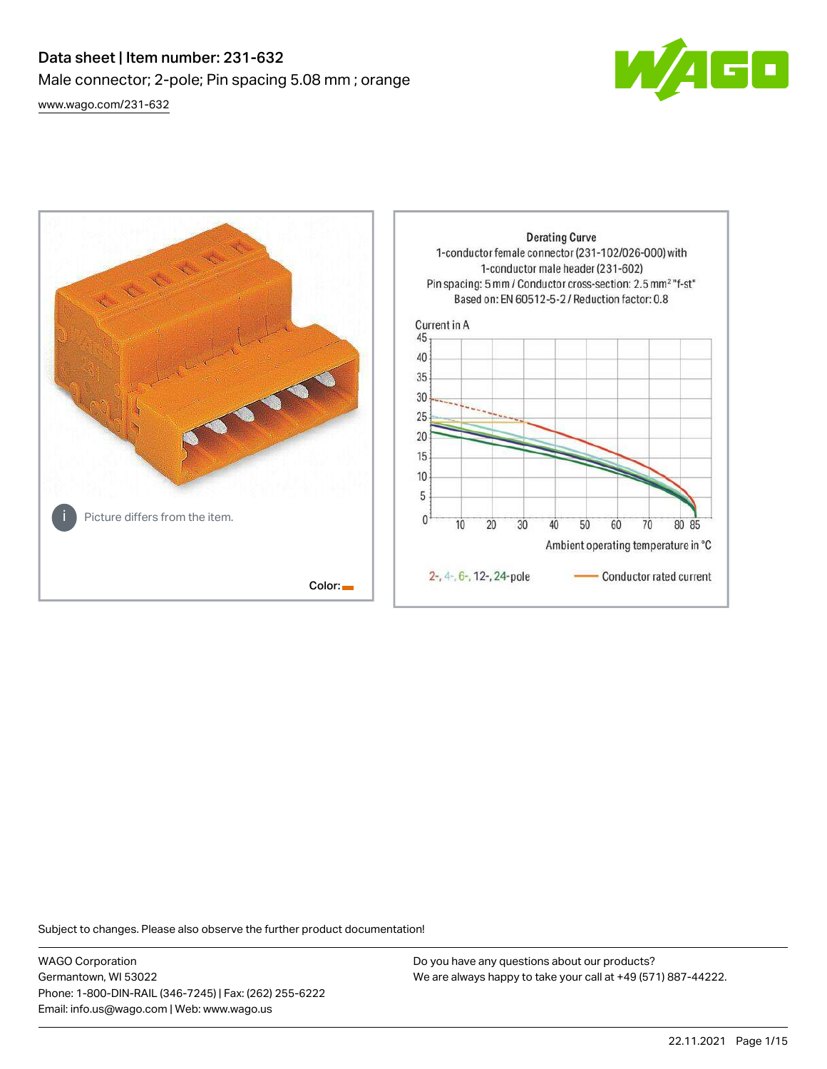# Data sheet | Item number: 231-632

Male connector; 2-pole; Pin spacing 5.08 mm ; orange

www.wago.com/231-632

Picture differs from the item.

Color:

Derating Curve
1-conductor female connector (231-102/026-000) with
1-conductor male header (231-602)
Pin spacing: 5 mm / Conductor cross-section: 2.5 mm² "f-st"
Based on: EN 60512-5-2 / Reduction factor: 0.8

Current in A

Ambient operating temperature in °C

2-, 4-, 6-, 12-, 24-pole — Conductor rated current

Subject to changes. Please also observe the further product documentation!

WAGO Corporation
Germantown, WI 53022
Phone: 1-800-DIN-RAIL (346-7245) | Fax: (262) 255-6222
Email: info.us@wago.com | Web: www.wago.us

Do you have any questions about our products?
We are always happy to take your call at +49 (571) 887-44222.

22.11.2021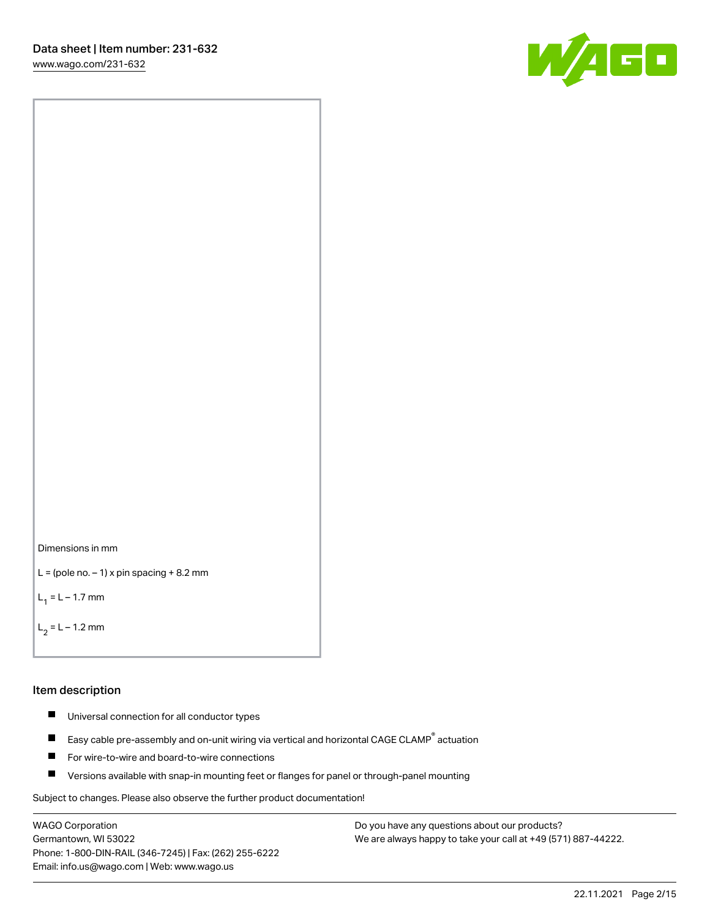Dimensions in mm

L = (pole no. – 1) x pin spacing + 8.2 mm

$L_1$ = L – 1.7 mm

$L_2$ = L – 1.2 mm

## Item description

- Universal connection for all conductor types
- Easy cable pre-assembly and on-unit wiring via vertical and horizontal CAGE CLAMP® actuation
- For wire-to-wire and board-to-wire connections
- Versions available with snap-in mounting feet or flanges for panel or through-panel mounting

Subject to changes. Please also observe the further product documentation!

WAGO Corporation
Germantown, WI 53022
Phone: 1-800-DIN-RAIL (346-7245) | Fax: (262) 255-6222
Email: info.us@wago.com | Web: www.wago.us

Do you have any questions about our products?
We are always happy to take your call at +49 (571) 887-44222.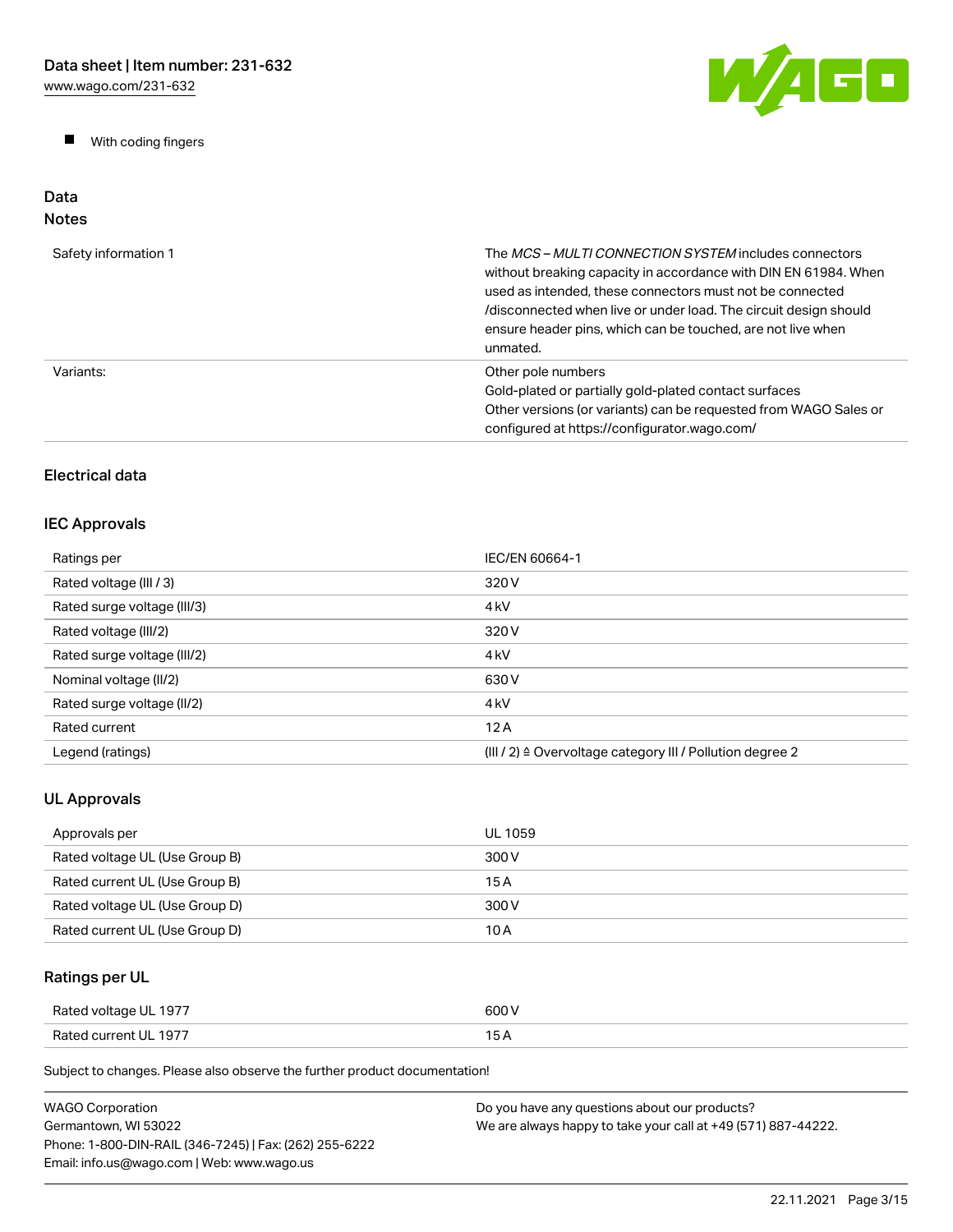- With coding fingers

## Data

### Notes

| | |
|---|---|
| Safety information 1 | The *MCS – MULTI CONNECTION SYSTEM* includes connectors without breaking capacity in accordance with DIN EN 61984. When used as intended, these connectors must not be connected /disconnected when live or under load. The circuit design should ensure header pins, which can be touched, are not live when unmated. |
| Variants: | Other pole numbers<br>Gold-plated or partially gold-plated contact surfaces<br>Other versions (or variants) can be requested from WAGO Sales or configured at https://configurator.wago.com/ |

### Electrical data

### IEC Approvals

| | |
|---|---|
| Ratings per | IEC/EN 60664-1 |
| Rated voltage (III / 3) | 320 V |
| Rated surge voltage (III/3) | 4 kV |
| Rated voltage (III/2) | 320 V |
| Rated surge voltage (III/2) | 4 kV |
| Nominal voltage (II/2) | 630 V |
| Rated surge voltage (II/2) | 4 kV |
| Rated current | 12 A |
| Legend (ratings) | (III / 2) ≙ Overvoltage category III / Pollution degree 2 |

### UL Approvals

| | |
|---|---|
| Approvals per | UL 1059 |
| Rated voltage UL (Use Group B) | 300 V |
| Rated current UL (Use Group B) | 15 A |
| Rated voltage UL (Use Group D) | 300 V |
| Rated current UL (Use Group D) | 10 A |

### Ratings per UL

| | |
|---|---|
| Rated voltage UL 1977 | 600 V |
| Rated current UL 1977 | 15 A |

Subject to changes. Please also observe the further product documentation!

WAGO Corporation
Germantown, WI 53022
Phone: 1-800-DIN-RAIL (346-7245) | Fax: (262) 255-6222
Email: info.us@wago.com | Web: www.wago.us

Do you have any questions about our products?
We are always happy to take your call at +49 (571) 887-44222.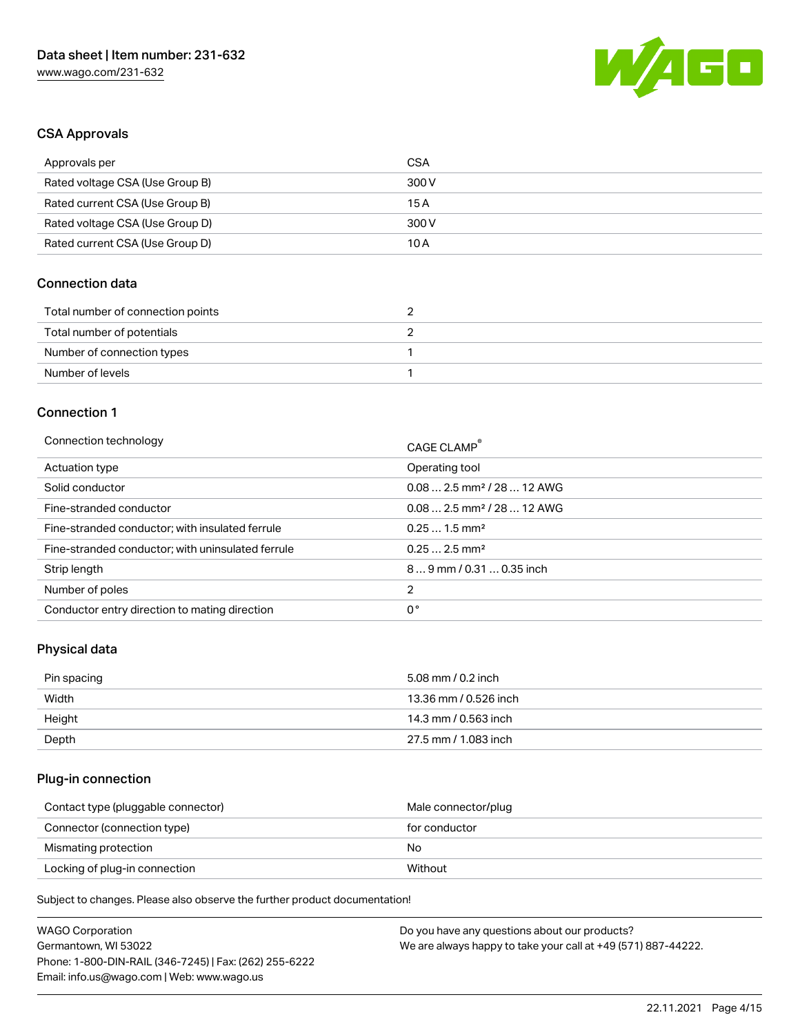## CSA Approvals

| Approvals per | CSA |
| --- | --- |
| Rated voltage CSA (Use Group B) | 300 V |
| Rated current CSA (Use Group B) | 15 A |
| Rated voltage CSA (Use Group D) | 300 V |
| Rated current CSA (Use Group D) | 10 A |

## Connection data

| Total number of connection points | 2 |
| --- | --- |
| Total number of potentials | 2 |
| Number of connection types | 1 |
| Number of levels | 1 |

## Connection 1

| Connection technology | CAGE CLAMP® |
| --- | --- |
| Actuation type | Operating tool |
| Solid conductor | 0.08 … 2.5 mm² / 28 … 12 AWG |
| Fine-stranded conductor | 0.08 … 2.5 mm² / 28 … 12 AWG |
| Fine-stranded conductor; with insulated ferrule | 0.25 … 1.5 mm² |
| Fine-stranded conductor; with uninsulated ferrule | 0.25 … 2.5 mm² |
| Strip length | 8 … 9 mm / 0.31 … 0.35 inch |
| Number of poles | 2 |
| Conductor entry direction to mating direction | 0 ° |

## Physical data

| Pin spacing | 5.08 mm / 0.2 inch |
| --- | --- |
| Width | 13.36 mm / 0.526 inch |
| Height | 14.3 mm / 0.563 inch |
| Depth | 27.5 mm / 1.083 inch |

## Plug-in connection

| Contact type (pluggable connector) | Male connector/plug |
| --- | --- |
| Connector (connection type) | for conductor |
| Mismating protection | No |
| Locking of plug-in connection | Without |

Subject to changes. Please also observe the further product documentation!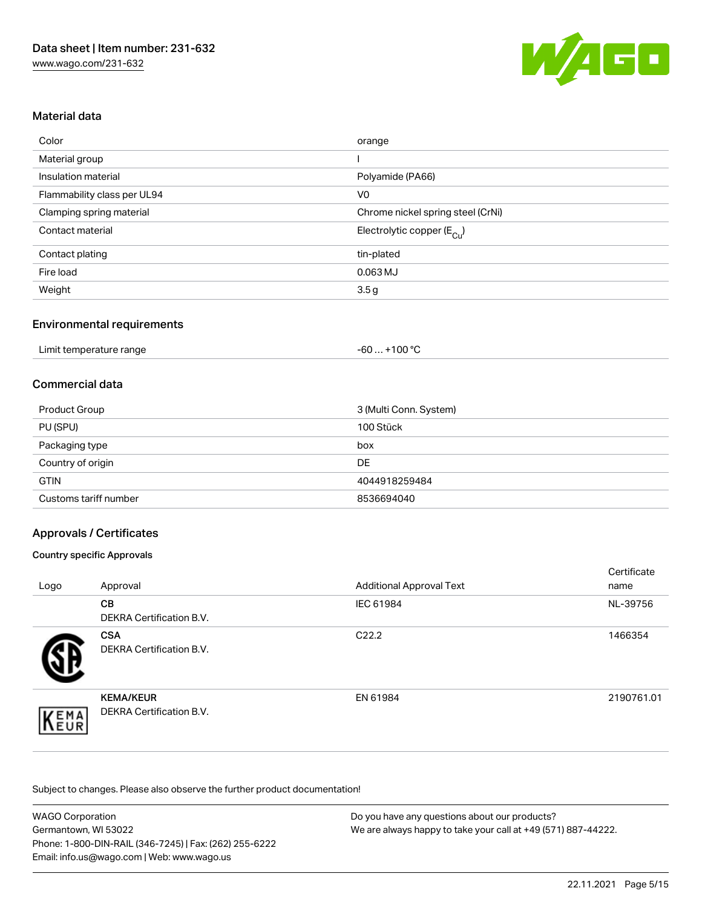## Material data

| | |
|---|---|
| Color | orange |
| Material group | I |
| Insulation material | Polyamide (PA66) |
| Flammability class per UL94 | V0 |
| Clamping spring material | Chrome nickel spring steel (CrNi) |
| Contact material | Electrolytic copper ($E_{Cu}$) |
| Contact plating | tin-plated |
| Fire load | 0.063 MJ |
| Weight | 3.5 g |

## Environmental requirements

| | |
|---|---|
| Limit temperature range | -60 … +100 °C |

## Commercial data

| | |
|---|---|
| Product Group | 3 (Multi Conn. System) |
| PU (SPU) | 100 Stück |
| Packaging type | box |
| Country of origin | DE |
| GTIN | 4044918259484 |
| Customs tariff number | 8536694040 |

## Approvals / Certificates

### Country specific Approvals

| Logo | Approval | Additional Approval Text | Certificate name |
|---|---|---|---|
| | **CB**<br>DEKRA Certification B.V. | IEC 61984 | NL-39756 |
| | **CSA**<br>DEKRA Certification B.V. | C22.2 | 1466354 |
| | **KEMA/KEUR**<br>DEKRA Certification B.V. | EN 61984 | 2190761.01 |

Subject to changes. Please also observe the further product documentation!

WAGO Corporation
Germantown, WI 53022
Phone: 1-800-DIN-RAIL (346-7245) | Fax: (262) 255-6222
Email: info.us@wago.com | Web: www.wago.us

Do you have any questions about our products?
We are always happy to take your call at +49 (571) 887-44222.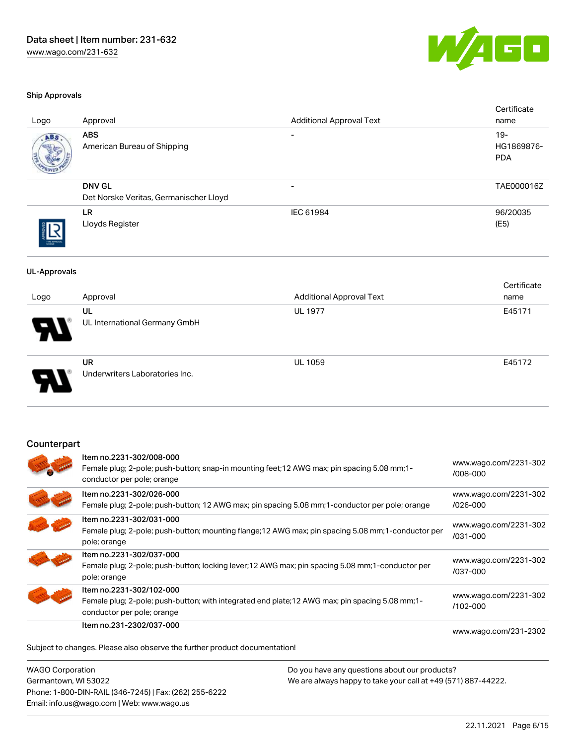### Ship Approvals

| Logo | Approval | Additional Approval Text | Certificate name |
|---|---|---|---|
| | **ABS**<br>American Bureau of Shipping | - | 19-HG1869876-PDA |
| | **DNV GL**<br>Det Norske Veritas, Germanischer Lloyd | - | TAE000016Z |
| | **LR**<br>Lloyds Register | IEC 61984 | 96/20035 (E5) |

### UL-Approvals

| Logo | Approval | Additional Approval Text | Certificate name |
|---|---|---|---|
| | **UL**<br>UL International Germany GmbH | UL 1977 | E45171 |
| | **UR**<br>Underwriters Laboratories Inc. | UL 1059 | E45172 |

## Counterpart

| Item | Link |
|---|---|
| Item no.2231-302/008-000<br>Female plug; 2-pole; push-button; snap-in mounting feet;12 AWG max; pin spacing 5.08 mm;1-conductor per pole; orange | www.wago.com/2231-302/008-000 |
| Item no.2231-302/026-000<br>Female plug; 2-pole; push-button; 12 AWG max; pin spacing 5.08 mm;1-conductor per pole; orange | www.wago.com/2231-302/026-000 |
| Item no.2231-302/031-000<br>Female plug; 2-pole; push-button; mounting flange;12 AWG max; pin spacing 5.08 mm;1-conductor per pole; orange | www.wago.com/2231-302/031-000 |
| Item no.2231-302/037-000<br>Female plug; 2-pole; push-button; locking lever;12 AWG max; pin spacing 5.08 mm;1-conductor per pole; orange | www.wago.com/2231-302/037-000 |
| Item no.2231-302/102-000<br>Female plug; 2-pole; push-button; with integrated end plate;12 AWG max; pin spacing 5.08 mm;1-conductor per pole; orange | www.wago.com/2231-302/102-000 |
| Item no.231-2302/037-000 | www.wago.com/231-2302 |

Subject to changes. Please also observe the further product documentation!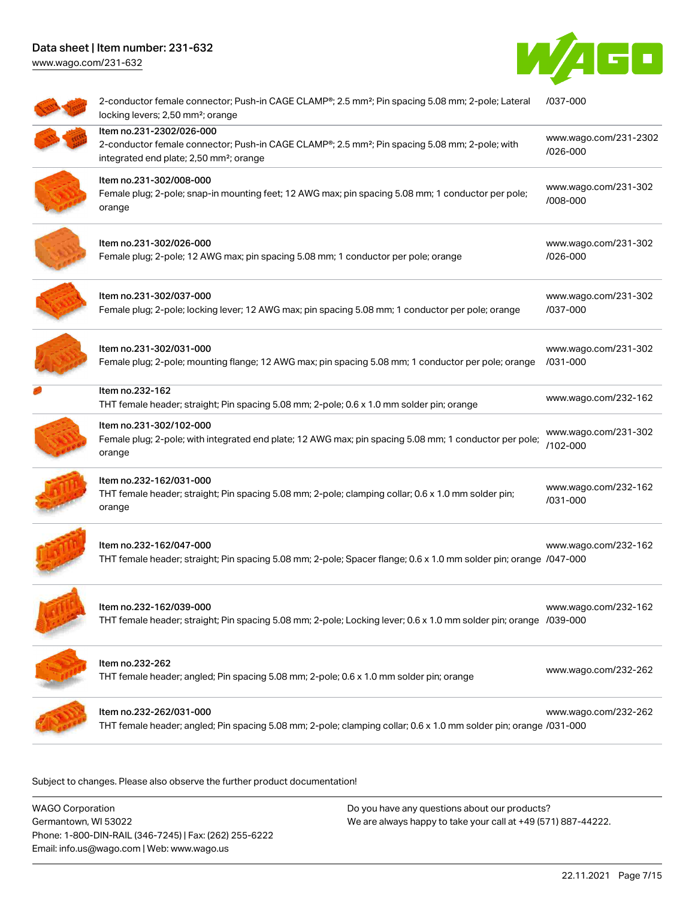| Description | Link |
| --- | --- |
| 2-conductor female connector; Push-in CAGE CLAMP®; 2.5 mm²; Pin spacing 5.08 mm; 2-pole; Lateral locking levers; 2,50 mm²; orange | /037-000 |
| Item no.231-2302/026-000<br>2-conductor female connector; Push-in CAGE CLAMP®; 2.5 mm²; Pin spacing 5.08 mm; 2-pole; with integrated end plate; 2,50 mm²; orange | www.wago.com/231-2302/026-000 |
| Item no.231-302/008-000<br>Female plug; 2-pole; snap-in mounting feet; 12 AWG max; pin spacing 5.08 mm; 1 conductor per pole; orange | www.wago.com/231-302/008-000 |
| Item no.231-302/026-000<br>Female plug; 2-pole; 12 AWG max; pin spacing 5.08 mm; 1 conductor per pole; orange | www.wago.com/231-302/026-000 |
| Item no.231-302/037-000<br>Female plug; 2-pole; locking lever; 12 AWG max; pin spacing 5.08 mm; 1 conductor per pole; orange | www.wago.com/231-302/037-000 |
| Item no.231-302/031-000<br>Female plug; 2-pole; mounting flange; 12 AWG max; pin spacing 5.08 mm; 1 conductor per pole; orange | www.wago.com/231-302/031-000 |
| Item no.232-162<br>THT female header; straight; Pin spacing 5.08 mm; 2-pole; 0.6 x 1.0 mm solder pin; orange | www.wago.com/232-162 |
| Item no.231-302/102-000<br>Female plug; 2-pole; with integrated end plate; 12 AWG max; pin spacing 5.08 mm; 1 conductor per pole; orange | www.wago.com/231-302/102-000 |
| Item no.232-162/031-000<br>THT female header; straight; Pin spacing 5.08 mm; 2-pole; clamping collar; 0.6 x 1.0 mm solder pin; orange | www.wago.com/232-162/031-000 |
| Item no.232-162/047-000<br>THT female header; straight; Pin spacing 5.08 mm; 2-pole; Spacer flange; 0.6 x 1.0 mm solder pin; orange | www.wago.com/232-162/047-000 |
| Item no.232-162/039-000<br>THT female header; straight; Pin spacing 5.08 mm; 2-pole; Locking lever; 0.6 x 1.0 mm solder pin; orange | www.wago.com/232-162/039-000 |
| Item no.232-262<br>THT female header; angled; Pin spacing 5.08 mm; 2-pole; 0.6 x 1.0 mm solder pin; orange | www.wago.com/232-262 |
| Item no.232-262/031-000<br>THT female header; angled; Pin spacing 5.08 mm; 2-pole; clamping collar; 0.6 x 1.0 mm solder pin; orange | www.wago.com/232-262/031-000 |

Subject to changes. Please also observe the further product documentation!

WAGO Corporation
Germantown, WI 53022
Phone: 1-800-DIN-RAIL (346-7245) | Fax: (262) 255-6222
Email: info.us@wago.com | Web: www.wago.us

Do you have any questions about our products?
We are always happy to take your call at +49 (571) 887-44222.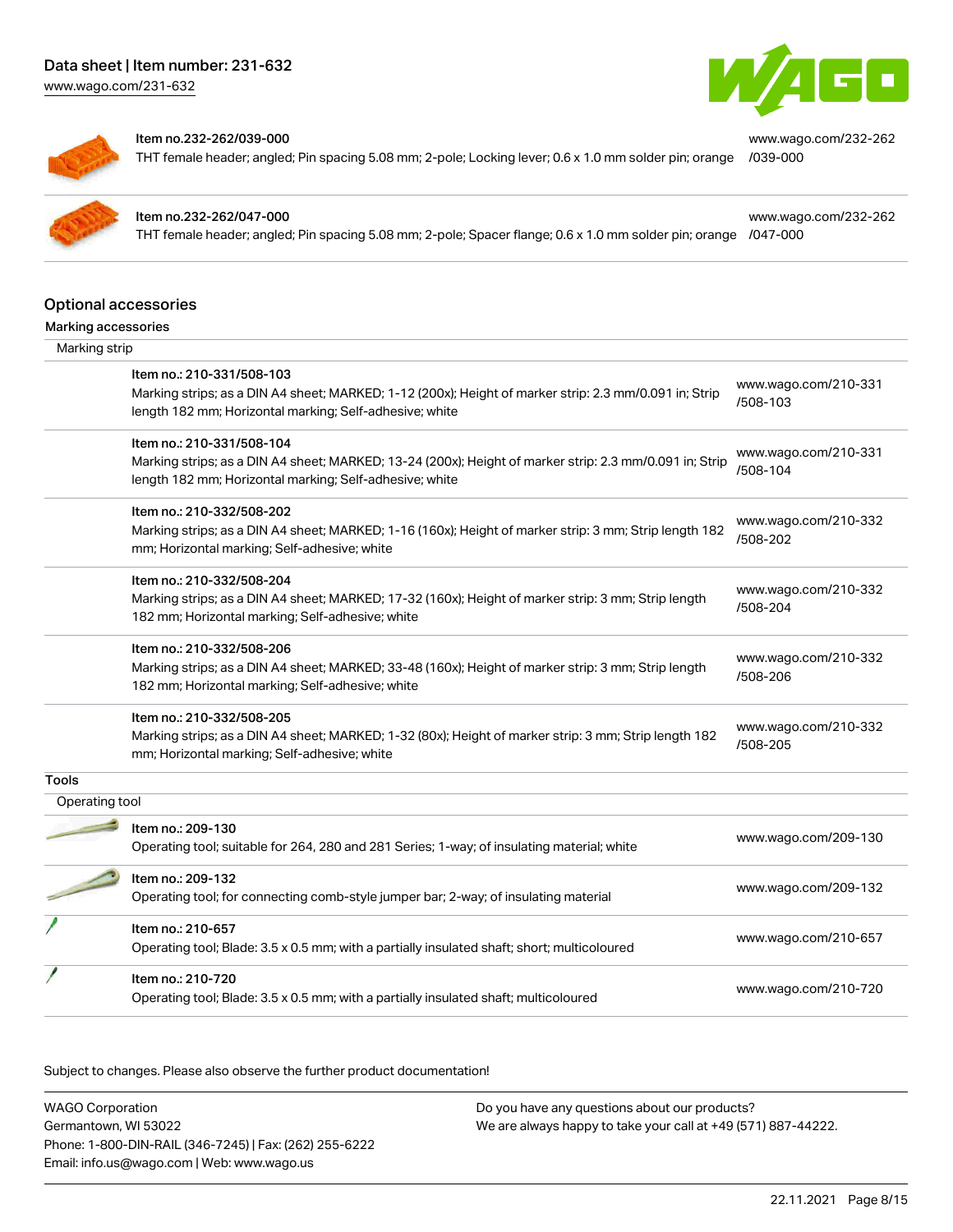| Item | Link |
| --- | --- |
| Item no.232-262/039-000<br>THT female header; angled; Pin spacing 5.08 mm; 2-pole; Locking lever; 0.6 x 1.0 mm solder pin; orange | www.wago.com/232-262/039-000 |
| Item no.232-262/047-000<br>THT female header; angled; Pin spacing 5.08 mm; 2-pole; Spacer flange; 0.6 x 1.0 mm solder pin; orange | www.wago.com/232-262/047-000 |

## Optional accessories

### Marking accessories

Marking strip

| Item | Link |
| --- | --- |
| Item no.: 210-331/508-103<br>Marking strips; as a DIN A4 sheet; MARKED; 1-12 (200x); Height of marker strip: 2.3 mm/0.091 in; Strip length 182 mm; Horizontal marking; Self-adhesive; white | www.wago.com/210-331/508-103 |
| Item no.: 210-331/508-104<br>Marking strips; as a DIN A4 sheet; MARKED; 13-24 (200x); Height of marker strip: 2.3 mm/0.091 in; Strip length 182 mm; Horizontal marking; Self-adhesive; white | www.wago.com/210-331/508-104 |
| Item no.: 210-332/508-202<br>Marking strips; as a DIN A4 sheet; MARKED; 1-16 (160x); Height of marker strip: 3 mm; Strip length 182 mm; Horizontal marking; Self-adhesive; white | www.wago.com/210-332/508-202 |
| Item no.: 210-332/508-204<br>Marking strips; as a DIN A4 sheet; MARKED; 17-32 (160x); Height of marker strip: 3 mm; Strip length 182 mm; Horizontal marking; Self-adhesive; white | www.wago.com/210-332/508-204 |
| Item no.: 210-332/508-206<br>Marking strips; as a DIN A4 sheet; MARKED; 33-48 (160x); Height of marker strip: 3 mm; Strip length 182 mm; Horizontal marking; Self-adhesive; white | www.wago.com/210-332/508-206 |
| Item no.: 210-332/508-205<br>Marking strips; as a DIN A4 sheet; MARKED; 1-32 (80x); Height of marker strip: 3 mm; Strip length 182 mm; Horizontal marking; Self-adhesive; white | www.wago.com/210-332/508-205 |

### Tools

Operating tool

| Item | Link |
| --- | --- |
| Item no.: 209-130<br>Operating tool; suitable for 264, 280 and 281 Series; 1-way; of insulating material; white | www.wago.com/209-130 |
| Item no.: 209-132<br>Operating tool; for connecting comb-style jumper bar; 2-way; of insulating material | www.wago.com/209-132 |
| Item no.: 210-657<br>Operating tool; Blade: 3.5 x 0.5 mm; with a partially insulated shaft; short; multicoloured | www.wago.com/210-657 |
| Item no.: 210-720<br>Operating tool; Blade: 3.5 x 0.5 mm; with a partially insulated shaft; multicoloured | www.wago.com/210-720 |

Subject to changes. Please also observe the further product documentation!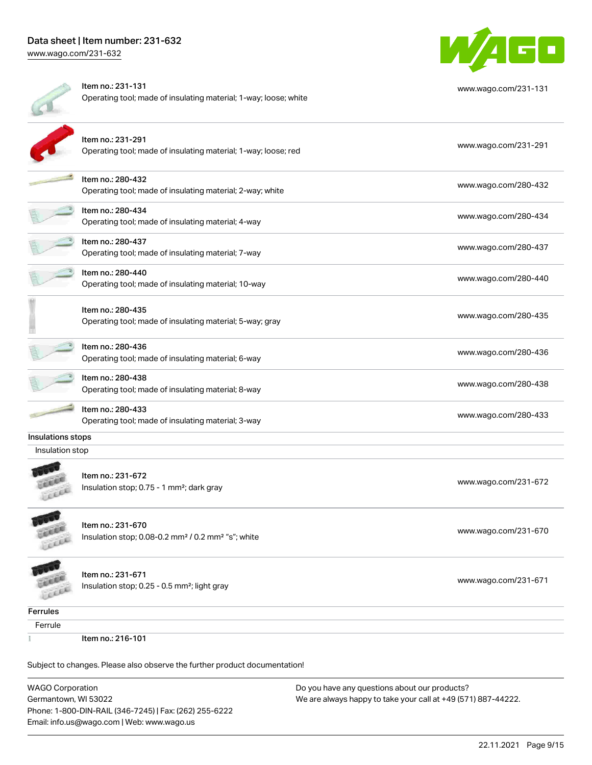| | |
|---|---|
| Item no.: 231-131<br>Operating tool; made of insulating material; 1-way; loose; white | www.wago.com/231-131 |
| Item no.: 231-291<br>Operating tool; made of insulating material; 1-way; loose; red | www.wago.com/231-291 |
| Item no.: 280-432<br>Operating tool; made of insulating material; 2-way; white | www.wago.com/280-432 |
| Item no.: 280-434<br>Operating tool; made of insulating material; 4-way | www.wago.com/280-434 |
| Item no.: 280-437<br>Operating tool; made of insulating material; 7-way | www.wago.com/280-437 |
| Item no.: 280-440<br>Operating tool; made of insulating material; 10-way | www.wago.com/280-440 |
| Item no.: 280-435<br>Operating tool; made of insulating material; 5-way; gray | www.wago.com/280-435 |
| Item no.: 280-436<br>Operating tool; made of insulating material; 6-way | www.wago.com/280-436 |
| Item no.: 280-438<br>Operating tool; made of insulating material; 8-way | www.wago.com/280-438 |
| Item no.: 280-433<br>Operating tool; made of insulating material; 3-way | www.wago.com/280-433 |

**Insulations stops**

Insulation stop

| | |
|---|---|
| Item no.: 231-672<br>Insulation stop; 0.75 - 1 mm²; dark gray | www.wago.com/231-672 |
| Item no.: 231-670<br>Insulation stop; 0.08-0.2 mm² / 0.2 mm² "s"; white | www.wago.com/231-670 |
| Item no.: 231-671<br>Insulation stop; 0.25 - 0.5 mm²; light gray | www.wago.com/231-671 |

**Ferrules**

Ferrule

Item no.: 216-101

Subject to changes. Please also observe the further product documentation!

WAGO Corporation
Germantown, WI 53022
Phone: 1-800-DIN-RAIL (346-7245) | Fax: (262) 255-6222
Email: info.us@wago.com | Web: www.wago.us

Do you have any questions about our products?
We are always happy to take your call at +49 (571) 887-44222.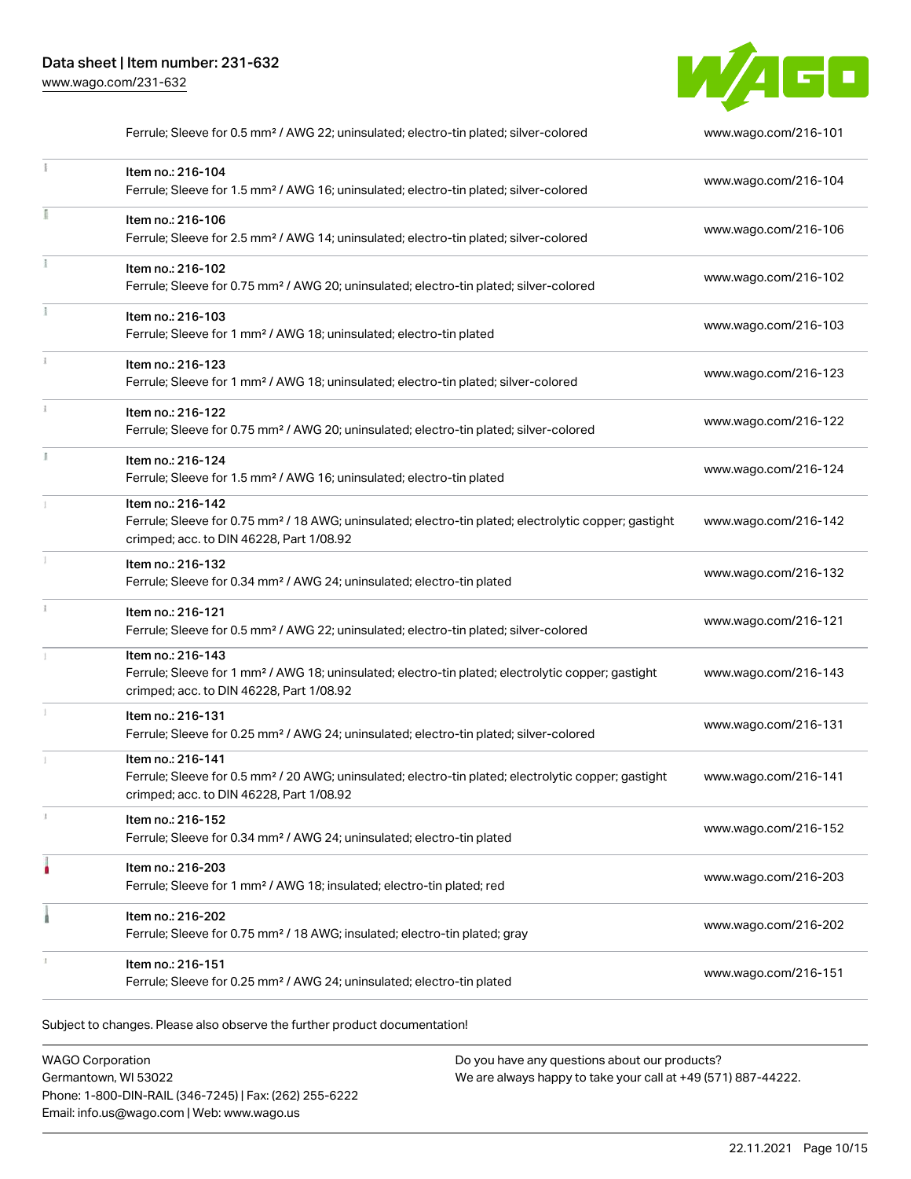| Description | Link |
| --- | --- |
| Ferrule; Sleeve for 0.5 mm² / AWG 22; uninsulated; electro-tin plated; silver-colored | www.wago.com/216-101 |
| Item no.: 216-104<br>Ferrule; Sleeve for 1.5 mm² / AWG 16; uninsulated; electro-tin plated; silver-colored | www.wago.com/216-104 |
| Item no.: 216-106<br>Ferrule; Sleeve for 2.5 mm² / AWG 14; uninsulated; electro-tin plated; silver-colored | www.wago.com/216-106 |
| Item no.: 216-102<br>Ferrule; Sleeve for 0.75 mm² / AWG 20; uninsulated; electro-tin plated; silver-colored | www.wago.com/216-102 |
| Item no.: 216-103<br>Ferrule; Sleeve for 1 mm² / AWG 18; uninsulated; electro-tin plated | www.wago.com/216-103 |
| Item no.: 216-123<br>Ferrule; Sleeve for 1 mm² / AWG 18; uninsulated; electro-tin plated; silver-colored | www.wago.com/216-123 |
| Item no.: 216-122<br>Ferrule; Sleeve for 0.75 mm² / AWG 20; uninsulated; electro-tin plated; silver-colored | www.wago.com/216-122 |
| Item no.: 216-124<br>Ferrule; Sleeve for 1.5 mm² / AWG 16; uninsulated; electro-tin plated | www.wago.com/216-124 |
| Item no.: 216-142<br>Ferrule; Sleeve for 0.75 mm² / 18 AWG; uninsulated; electro-tin plated; electrolytic copper; gastight crimped; acc. to DIN 46228, Part 1/08.92 | www.wago.com/216-142 |
| Item no.: 216-132<br>Ferrule; Sleeve for 0.34 mm² / AWG 24; uninsulated; electro-tin plated | www.wago.com/216-132 |
| Item no.: 216-121<br>Ferrule; Sleeve for 0.5 mm² / AWG 22; uninsulated; electro-tin plated; silver-colored | www.wago.com/216-121 |
| Item no.: 216-143<br>Ferrule; Sleeve for 1 mm² / AWG 18; uninsulated; electro-tin plated; electrolytic copper; gastight crimped; acc. to DIN 46228, Part 1/08.92 | www.wago.com/216-143 |
| Item no.: 216-131<br>Ferrule; Sleeve for 0.25 mm² / AWG 24; uninsulated; electro-tin plated; silver-colored | www.wago.com/216-131 |
| Item no.: 216-141<br>Ferrule; Sleeve for 0.5 mm² / 20 AWG; uninsulated; electro-tin plated; electrolytic copper; gastight crimped; acc. to DIN 46228, Part 1/08.92 | www.wago.com/216-141 |
| Item no.: 216-152<br>Ferrule; Sleeve for 0.34 mm² / AWG 24; uninsulated; electro-tin plated | www.wago.com/216-152 |
| Item no.: 216-203<br>Ferrule; Sleeve for 1 mm² / AWG 18; insulated; electro-tin plated; red | www.wago.com/216-203 |
| Item no.: 216-202<br>Ferrule; Sleeve for 0.75 mm² / 18 AWG; insulated; electro-tin plated; gray | www.wago.com/216-202 |
| Item no.: 216-151<br>Ferrule; Sleeve for 0.25 mm² / AWG 24; uninsulated; electro-tin plated | www.wago.com/216-151 |

Subject to changes. Please also observe the further product documentation!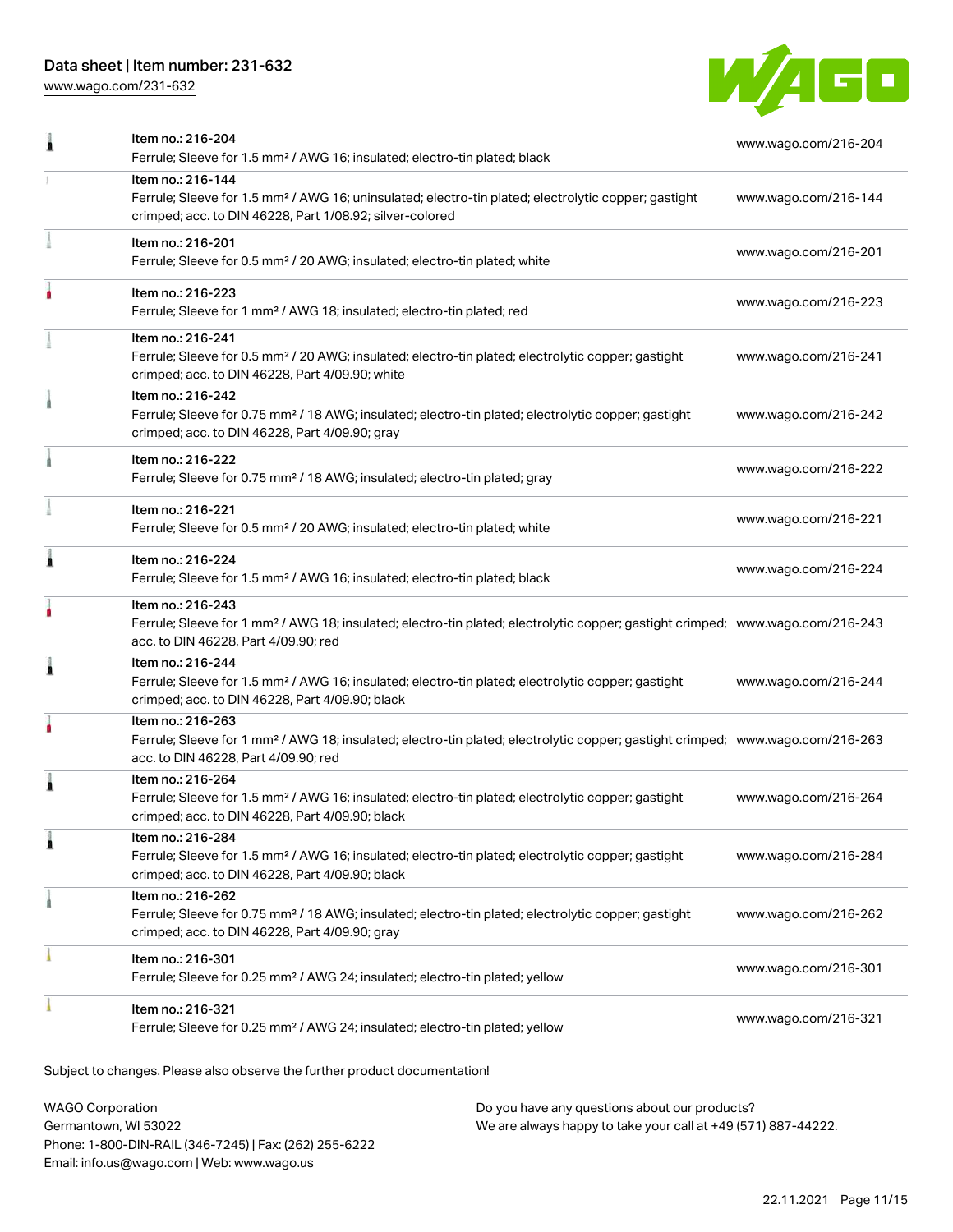| | | |
|---|---|---|
| | Item no.: 216-204<br>Ferrule; Sleeve for 1.5 mm² / AWG 16; insulated; electro-tin plated; black | www.wago.com/216-204 |
| | Item no.: 216-144<br>Ferrule; Sleeve for 1.5 mm² / AWG 16; uninsulated; electro-tin plated; electrolytic copper; gastight crimped; acc. to DIN 46228, Part 1/08.92; silver-colored | www.wago.com/216-144 |
| | Item no.: 216-201<br>Ferrule; Sleeve for 0.5 mm² / 20 AWG; insulated; electro-tin plated; white | www.wago.com/216-201 |
| | Item no.: 216-223<br>Ferrule; Sleeve for 1 mm² / AWG 18; insulated; electro-tin plated; red | www.wago.com/216-223 |
| | Item no.: 216-241<br>Ferrule; Sleeve for 0.5 mm² / 20 AWG; insulated; electro-tin plated; electrolytic copper; gastight crimped; acc. to DIN 46228, Part 4/09.90; white | www.wago.com/216-241 |
| | Item no.: 216-242<br>Ferrule; Sleeve for 0.75 mm² / 18 AWG; insulated; electro-tin plated; electrolytic copper; gastight crimped; acc. to DIN 46228, Part 4/09.90; gray | www.wago.com/216-242 |
| | Item no.: 216-222<br>Ferrule; Sleeve for 0.75 mm² / 18 AWG; insulated; electro-tin plated; gray | www.wago.com/216-222 |
| | Item no.: 216-221<br>Ferrule; Sleeve for 0.5 mm² / 20 AWG; insulated; electro-tin plated; white | www.wago.com/216-221 |
| | Item no.: 216-224<br>Ferrule; Sleeve for 1.5 mm² / AWG 16; insulated; electro-tin plated; black | www.wago.com/216-224 |
| | Item no.: 216-243<br>Ferrule; Sleeve for 1 mm² / AWG 18; insulated; electro-tin plated; electrolytic copper; gastight crimped; acc. to DIN 46228, Part 4/09.90; red | www.wago.com/216-243 |
| | Item no.: 216-244<br>Ferrule; Sleeve for 1.5 mm² / AWG 16; insulated; electro-tin plated; electrolytic copper; gastight crimped; acc. to DIN 46228, Part 4/09.90; black | www.wago.com/216-244 |
| | Item no.: 216-263<br>Ferrule; Sleeve for 1 mm² / AWG 18; insulated; electro-tin plated; electrolytic copper; gastight crimped; acc. to DIN 46228, Part 4/09.90; red | www.wago.com/216-263 |
| | Item no.: 216-264<br>Ferrule; Sleeve for 1.5 mm² / AWG 16; insulated; electro-tin plated; electrolytic copper; gastight crimped; acc. to DIN 46228, Part 4/09.90; black | www.wago.com/216-264 |
| | Item no.: 216-284<br>Ferrule; Sleeve for 1.5 mm² / AWG 16; insulated; electro-tin plated; electrolytic copper; gastight crimped; acc. to DIN 46228, Part 4/09.90; black | www.wago.com/216-284 |
| | Item no.: 216-262<br>Ferrule; Sleeve for 0.75 mm² / 18 AWG; insulated; electro-tin plated; electrolytic copper; gastight crimped; acc. to DIN 46228, Part 4/09.90; gray | www.wago.com/216-262 |
| | Item no.: 216-301<br>Ferrule; Sleeve for 0.25 mm² / AWG 24; insulated; electro-tin plated; yellow | www.wago.com/216-301 |
| | Item no.: 216-321<br>Ferrule; Sleeve for 0.25 mm² / AWG 24; insulated; electro-tin plated; yellow | www.wago.com/216-321 |

Subject to changes. Please also observe the further product documentation!

WAGO Corporation
Germantown, WI 53022
Phone: 1-800-DIN-RAIL (346-7245) | Fax: (262) 255-6222
Email: info.us@wago.com | Web: www.wago.us

Do you have any questions about our products?
We are always happy to take your call at +49 (571) 887-44222.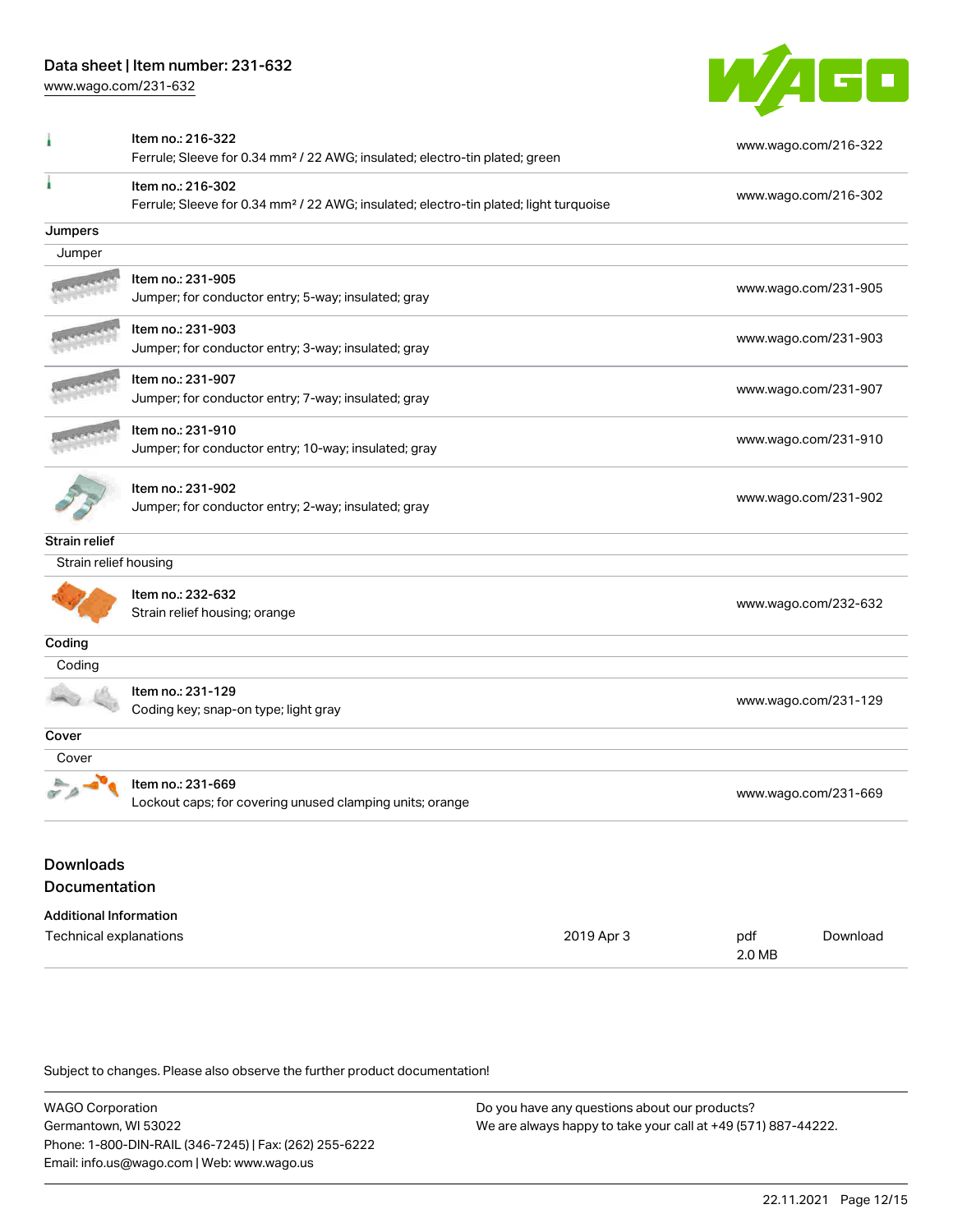| | | |
|---|---|---|
| | Item no.: 216-322<br>Ferrule; Sleeve for 0.34 mm² / 22 AWG; insulated; electro-tin plated; green | www.wago.com/216-322 |
| | Item no.: 216-302<br>Ferrule; Sleeve for 0.34 mm² / 22 AWG; insulated; electro-tin plated; light turquoise | www.wago.com/216-302 |

**Jumpers**

Jumper

| | | |
|---|---|---|
| | Item no.: 231-905<br>Jumper; for conductor entry; 5-way; insulated; gray | www.wago.com/231-905 |
| | Item no.: 231-903<br>Jumper; for conductor entry; 3-way; insulated; gray | www.wago.com/231-903 |
| | Item no.: 231-907<br>Jumper; for conductor entry; 7-way; insulated; gray | www.wago.com/231-907 |
| | Item no.: 231-910<br>Jumper; for conductor entry; 10-way; insulated; gray | www.wago.com/231-910 |
| | Item no.: 231-902<br>Jumper; for conductor entry; 2-way; insulated; gray | www.wago.com/231-902 |

**Strain relief**

Strain relief housing

| | | |
|---|---|---|
| | Item no.: 232-632<br>Strain relief housing; orange | www.wago.com/232-632 |

**Coding**

Coding

| | | |
|---|---|---|
| | Item no.: 231-129<br>Coding key; snap-on type; light gray | www.wago.com/231-129 |

**Cover**

Cover

| | | |
|---|---|---|
| | Item no.: 231-669<br>Lockout caps; for covering unused clamping units; orange | www.wago.com/231-669 |

## Downloads

## Documentation

**Additional Information**

| | | | |
|---|---|---|---|
| Technical explanations | 2019 Apr 3 | pdf<br>2.0 MB | Download |

Subject to changes. Please also observe the further product documentation!

WAGO Corporation
Germantown, WI 53022
Phone: 1-800-DIN-RAIL (346-7245) | Fax: (262) 255-6222
Email: info.us@wago.com | Web: www.wago.us

Do you have any questions about our products?
We are always happy to take your call at +49 (571) 887-44222.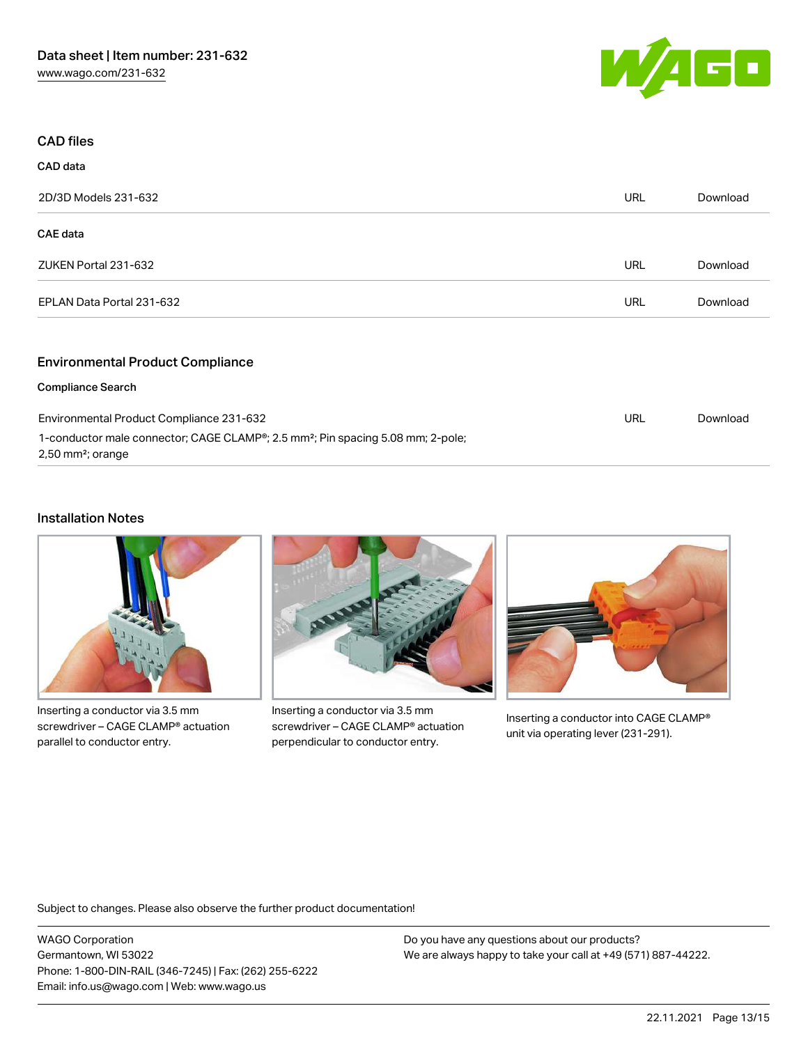## CAD files

### CAD data

| | | |
|---|---|---|
| 2D/3D Models 231-632 | URL | Download |

### CAE data

| | | |
|---|---|---|
| ZUKEN Portal 231-632 | URL | Download |
| EPLAN Data Portal 231-632 | URL | Download |

## Environmental Product Compliance

### Compliance Search

| | | |
|---|---|---|
| Environmental Product Compliance 231-632<br>1-conductor male connector; CAGE CLAMP®; 2.5 mm²; Pin spacing 5.08 mm; 2-pole; 2,50 mm²; orange | URL | Download |

## Installation Notes

Inserting a conductor via 3.5 mm screwdriver – CAGE CLAMP® actuation parallel to conductor entry.

Inserting a conductor via 3.5 mm screwdriver – CAGE CLAMP® actuation perpendicular to conductor entry.

Inserting a conductor into CAGE CLAMP® unit via operating lever (231-291).

Subject to changes. Please also observe the further product documentation!

WAGO Corporation
Germantown, WI 53022
Phone: 1-800-DIN-RAIL (346-7245) | Fax: (262) 255-6222
Email: info.us@wago.com | Web: www.wago.us

Do you have any questions about our products?
We are always happy to take your call at +49 (571) 887-44222.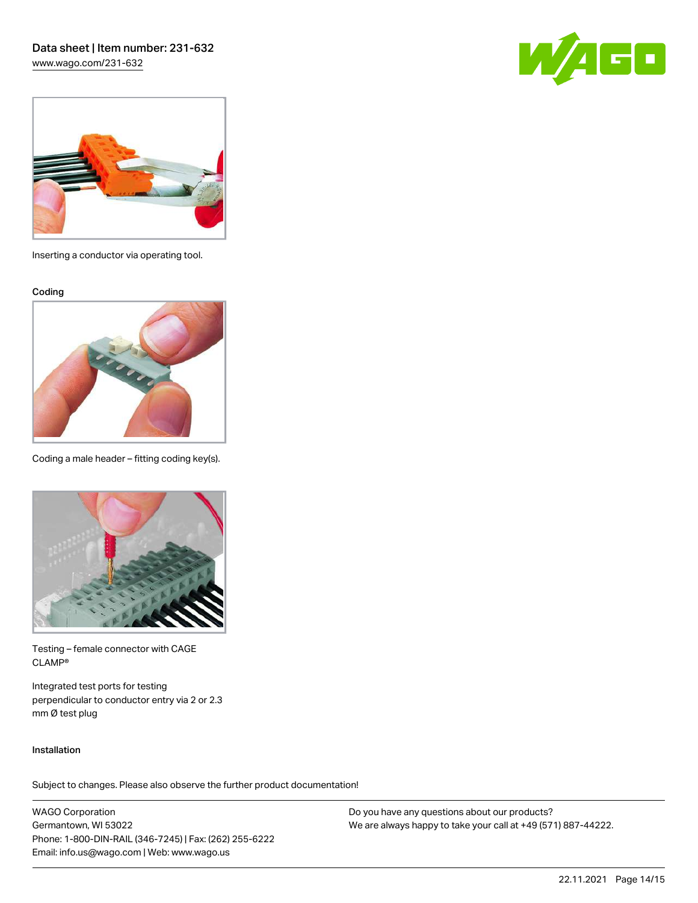Inserting a conductor via operating tool.

### Coding

Coding a male header – fitting coding key(s).

Testing – female connector with CAGE CLAMP®

Integrated test ports for testing perpendicular to conductor entry via 2 or 2.3 mm Ø test plug

### Installation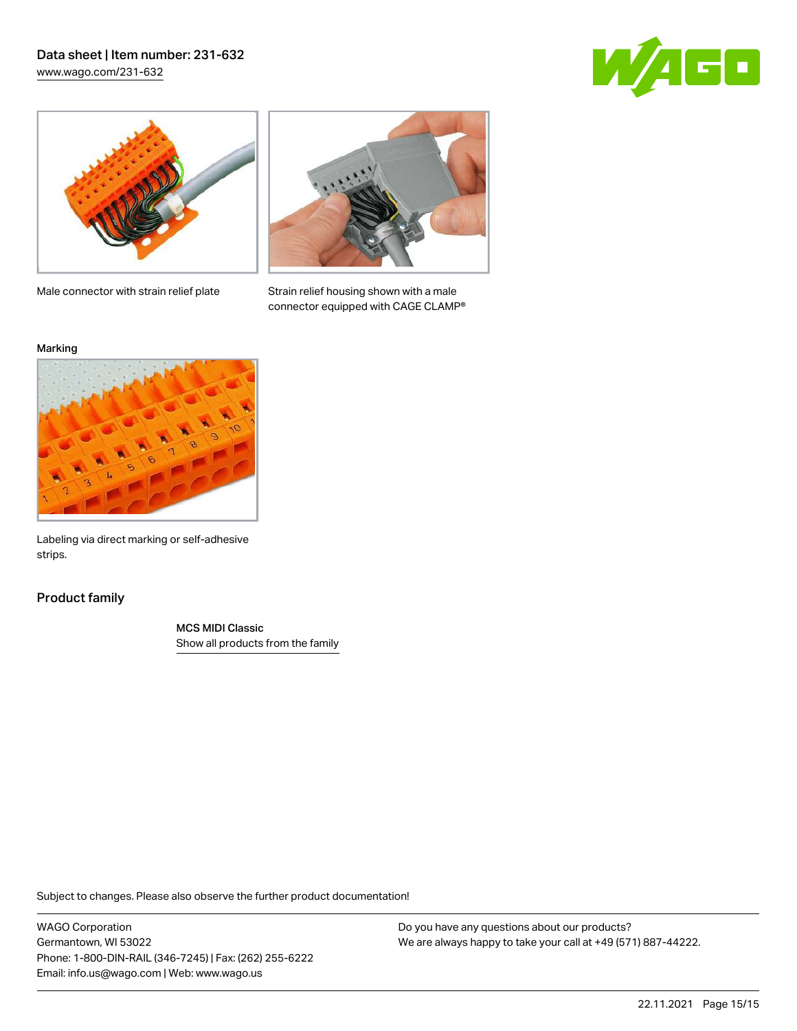Male connector with strain relief plate

Strain relief housing shown with a male connector equipped with CAGE CLAMP®

Marking

Labeling via direct marking or self-adhesive strips.

## Product family

MCS MIDI Classic
Show all products from the family

Subject to changes. Please also observe the further product documentation!

WAGO Corporation
Germantown, WI 53022
Phone: 1-800-DIN-RAIL (346-7245) | Fax: (262) 255-6222
Email: info.us@wago.com | Web: www.wago.us

Do you have any questions about our products?
We are always happy to take your call at +49 (571) 887-44222.